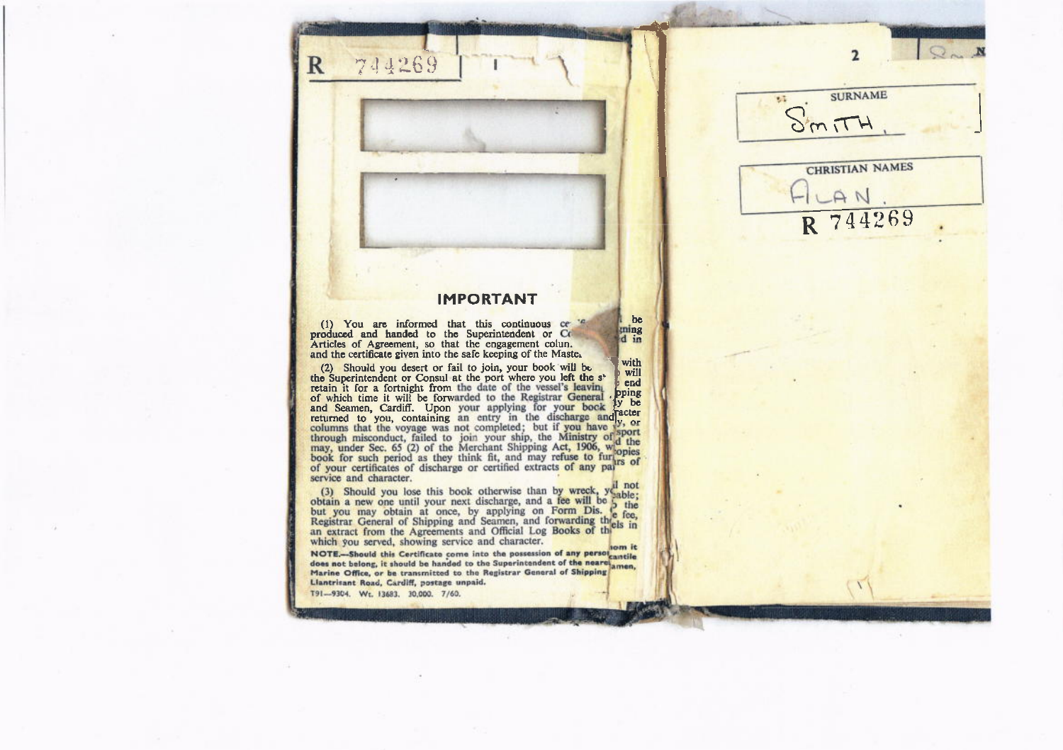R 744269

1

## IMPORTANT

(1) You are informed that this continuous ce[rtificate must] be produced and handed to the Superintendent or C[onsul on sig]ning Articles of Agreement, so that the engagement colun[ns may be fille]d in and the certificate given into the safe keeping of the Maste[r.]

(2) Should you desert or fail to join, your book will be [handed] with the Superintendent or Consul at the port where you left the s[hip, who] will retain it for a fortnight from the date of the vessel's leaving, [at the] end of which time it will be forwarded to the Registrar General [of Shi]pping and Seamen, Cardiff. Upon your applying for your book [it ma]y be returned to you, containing an entry in the discharge and [ch]aracter columns that the voyage was not completed; but if you have [deserted], or through misconduct, failed to join your ship, the Ministry of [Tran]sport may, under Sec. 65 (2) of the Merchant Shipping Act, 1906, w[ithhol]d the book for such period as they think fit, and may refuse to fur[nish c]opies of your certificates of discharge or certified extracts of any pa[rticula]rs of service and character.

(3) Should you lose this book otherwise than by wreck, y[ou wi]ll not obtain a new one until your next discharge, and a fee will be [p]ayable; but you may obtain at once, by applying on Form Dis. [t]o the Registrar General of Shipping and Seamen, and forwarding th[e] fee, an extract from the Agreements and Official Log Books of th[e vess]els in which you served, showing service and character.

**NOTE.—Should this Certificate come into the possession of any perso[n to wh]om it does not belong, it should be handed to the Superintendent of the neare[st Mer]cantile Marine Office, or be transmitted to the Registrar General of Shipping [and Se]amen, Llantrisant Road, Cardiff, postage unpaid.**

T91—9304. Wt. 13683. 30,000. 7/60.

2

SURNAME

Smith.

CHRISTIAN NAMES

Alan.

R 744269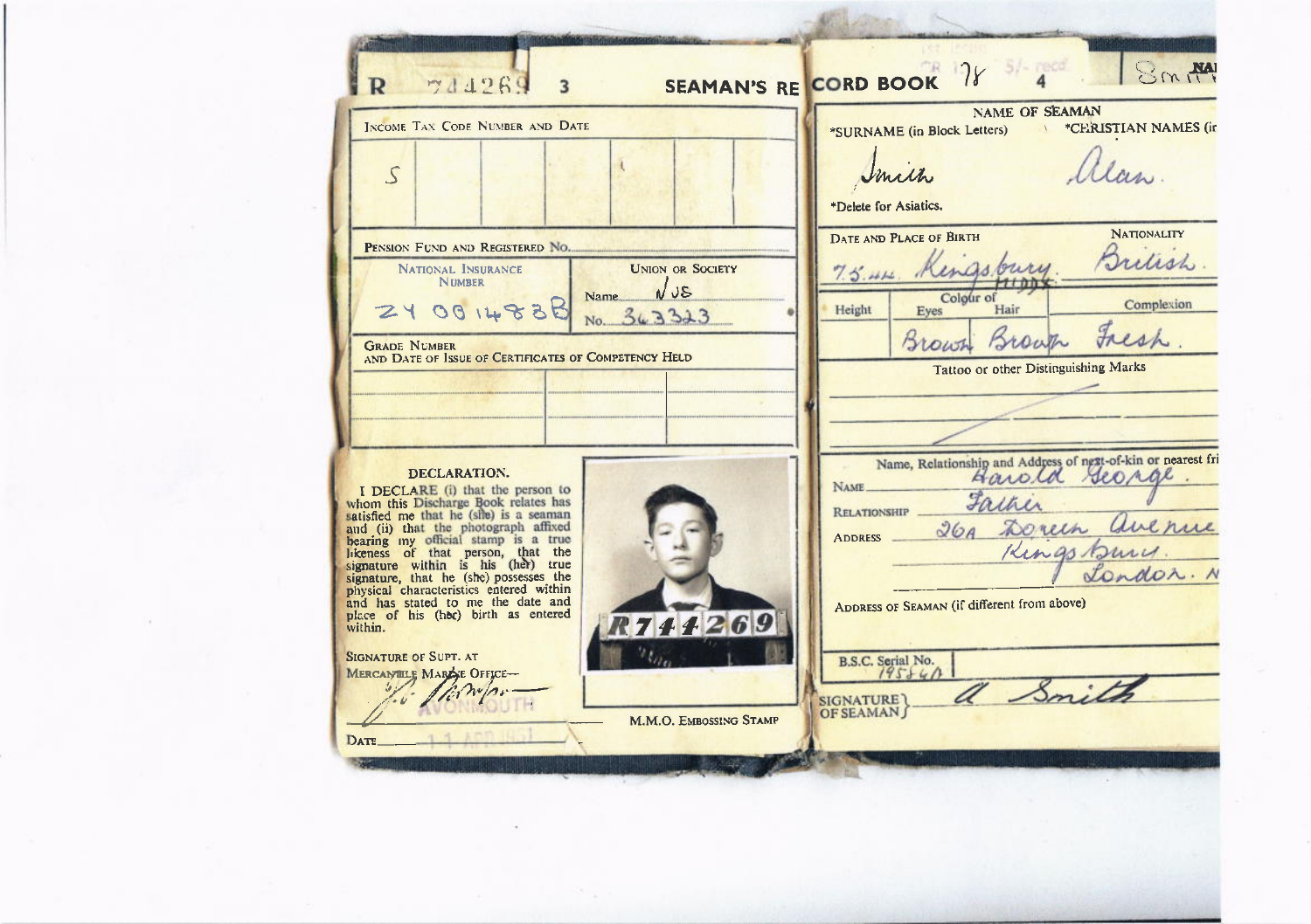R 744269 3

## SEAMAN'S RECORD BOOK

CR 178 5/- recd

4

Smith

### Page 3

INCOME TAX CODE NUMBER AND DATE

| S | | | | | |
|---|---|---|---|---|---|

PENSION FUND AND REGISTERED No.

| NATIONAL INSURANCE NUMBER | UNION OR SOCIETY |
|---|---|
| ZY 001488B | Name NUS<br>No. 363323 |

GRADE NUMBER AND DATE OF ISSUE OF CERTIFICATES OF COMPETENCY HELD

| | | |
|---|---|---|
| | | |

**DECLARATION.**

I DECLARE (i) that the person to whom this Discharge Book relates has satisfied me that he (she) is a seaman and (ii) that the photograph affixed bearing my official stamp is a true likeness of that person, that the signature within is his (her) true signature, that he (she) possesses the physical characteristics entered within and has stated to me the date and place of his (her) birth as entered within.

SIGNATURE OF SUPT. AT MERCANTILE MARINE OFFICE—

AVONMOUTH

DATE 11 APR 1951

R744269

M.M.O. EMBOSSING STAMP

### Page 4

NAME OF SEAMAN

| *SURNAME (in Block Letters) | *CHRISTIAN NAMES |
|---|---|
| Smith | Alan. |

*Delete for Asiatics.

| DATE AND PLACE OF BIRTH | NATIONALITY |
|---|---|
| 7.5.1934 Kingsbury, MIDDX. | British. |

| Height | Colour of Eyes | Colour of Hair | Complexion |
|---|---|---|---|
| | Brown | Brown | Fresh. |

Tattoo or other Distinguishing Marks

Name, Relationship and Address of next-of-kin or nearest friend

NAME Harold George.

RELATIONSHIP Father

ADDRESS 26A Doreen Avenue, Kingsbury. London. N

ADDRESS OF SEAMAN (if different from above)

B.S.C. Serial No. 19554A

SIGNATURE OF SEAMAN A Smith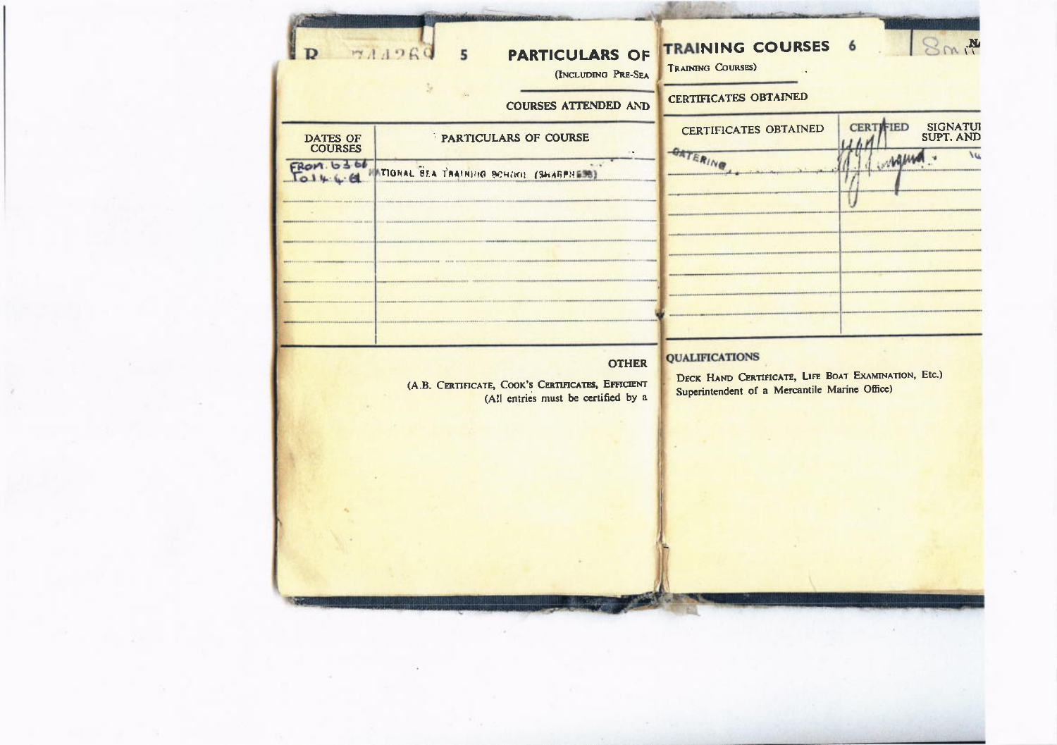R 744269

# PARTICULARS OF TRAINING COURSES

(INCLUDING PRE-SEA TRAINING COURSES)

## COURSES ATTENDED AND CERTIFICATES OBTAINED

| DATES OF COURSES | PARTICULARS OF COURSE | CERTIFICATES OBTAINED | CERTIFIED SIGNATURE SUPT. AND |
|---|---|---|---|
| From. 6.3.61 To 14.4.61 | NATIONAL SEA TRAINING SCHOOL (SHARPNESS) | CATERING | [signature] |
| | | | |
| | | | |
| | | | |
| | | | |
| | | | |
| | | | |
| | | | |

## OTHER QUALIFICATIONS

(A.B. Certificate, Cook's Certificates, Efficient Deck Hand Certificate, Life Boat Examination, Etc.)

(All entries must be certified by a Superintendent of a Mercantile Marine Office)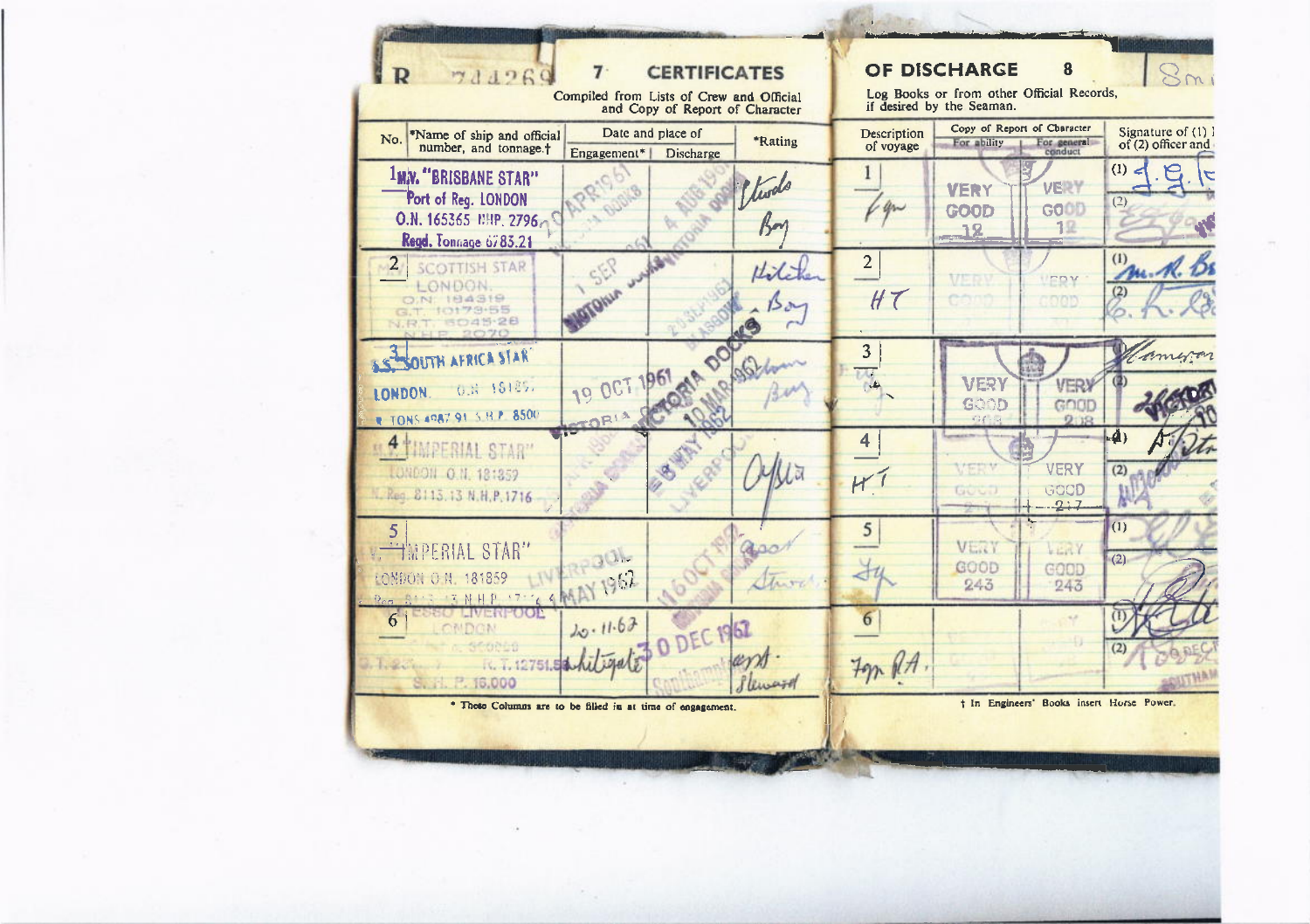R 744269

# 7 CERTIFICATES OF DISCHARGE 8

Compiled from Lists of Crew and Official Log Books or from other Official Records, and Copy of Report of Character if desired by the Seaman.

| No. | *Name of ship and official number, and tonnage.† | Date and place of Engagement* | Date and place of Discharge | *Rating | Description of voyage | Copy of Report of Character For ability | Copy of Report of Character For general conduct | Signature of (1) Master; of (2) officer and |
|---|---|---|---|---|---|---|---|---|
| 1 | M.V. "BRISBANE STAR" Port of Reg. LONDON O.N. 165365 N.H.P. 2796 Regd. Tonnage 6783.21 | 20 APR 1961 | 4 AUG 1961 VICTORIA DOCKS | Steward Boy | 1 F.gn | VERY GOOD 12 | VERY GOOD 12 | (1) J. G. (2) |
| 2 | M.V. SCOTTISH STAR LONDON. O.N. 184319 G.T. 10179·55 N.R.T. 6045·28 N.H.P. 2070 | 1 SEP 1961 VICTORIA DOCKS | 28 SEP 1961 GLASGOW DOCKS | Kitchen Boy | 2 HT | VERY GOOD | VERY GOOD | (1) M. R. B (2) E. L. |
| 3 | S.S. SOUTH AFRICA STAR LONDON. O.N. 181897 TONS 4987.91 S.H.P. 8500 | 19 OCT 1961 VICTORIA DOCKS | 10 MAR 1962 VICTORIA DOCKS | Saloon Boy | 3 | VERY GOOD 208 | VERY GOOD 208 | (1) Cameron (2) |
| 4 | M.V. IMPERIAL STAR LONDON O.N. 181859 Reg. 8113.13 N.H.P. 1716 | VICTORIA DOCKS | 8 MAY 1962 LIVERPOOL | Ord. Sea. | 4 HT | VERY GOOD 217 | VERY GOOD 217 | (1) (2) |
| 5 | M.V. IMPERIAL STAR LONDON O.N. 181859 Reg. 8113.13 N.H.P. 1716 | LIVERPOOL 14 MAY 1962 | 16 OCT 1962 VICTORIA DOCKS | Asst. Steward | 5 Fgn | VERY GOOD 243 | VERY GOOD 243 | (1) (2) |
| 6 | ESSO LIVERPOOL LONDON O.N. 300020 G.T. 23... N.R.T. 12751.59 S.H.P. 16,000 | 20.11.62 Whitegate | 30 DEC 1962 Southampton | Asst. Steward | 6 Fgn P.A. | | | (1) (2) |

\* These Columns are to be filled in at time of engagement.

† In Engineers' Books insert Horse Power.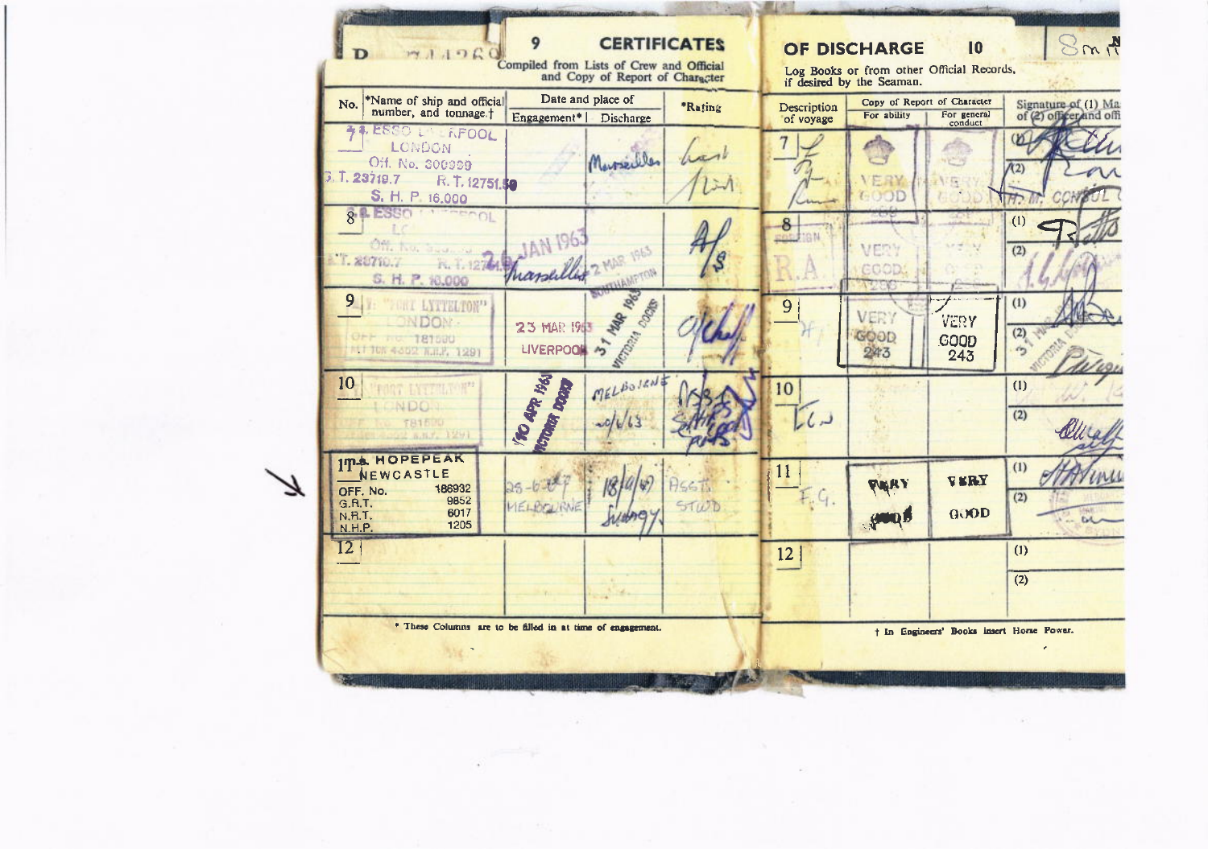## 9 CERTIFICATES OF DISCHARGE 10

Compiled from Lists of Crew and Official Log Books or from other Official Records, and Copy of Report of Character if desired by the Seaman.

| No. | *Name of ship and official number, and tonnage.† | Date and place of Engagement* | Date and place of Discharge | *Rating | Description of voyage | Copy of Report of Character For ability | Copy of Report of Character For general conduct | Signature of (1) Master; of (2) officer and official |
|---|---|---|---|---|---|---|---|---|
| 7 | ESSO LIVERPOOL LONDON Off. No. 300999 G. T. 23719.7 R. T. 12751.59 S. H. P. 16.000 | | Marseilles | | 7 | VERY GOOD | VERY GOOD | (1) (2) H. M. CONSUL |
| 8 | ESSO LIVERPOOL LONDON Off. No. G. T. 23710.7 R. T. 12751.59 S. H. P. 16.000 | 26 JAN 1963 Marseilles | 2 MAR 1963 SOUTHAMPTON | A/S | 8 FOREIGN R.A. | VERY GOOD | VERY GOOD | (1) (2) |
| 9 | "PORT LYTTELTON" LONDON OFF. NO. 181590 NET TON 4302 N.H.P. 1291 | 23 MAR 1963 LIVERPOOL | 31 MAR 1963 VICTORIA DOCKS | | 9 | VERY GOOD 243 | VERY GOOD 243 | (1) (2) VICTORIA DOCKS |
| 10 | "PORT LYTTELTON" LONDON OFF. NO. 181590 NET TON 4302 N.H.P. 1291 | 10 APR 1963 VICTORIA DOCKS | MELBOURNE 20/6/63 | | 10 | | | (1) (2) |
| 11 | M.S. HOPEPEAK NEWCASTLE OFF. No. 186932 G.R.T. 9852 N.R.T. 6017 N.H.P. 1205 | 26-6-63 MELBOURNE | 18/9/63 Sydney | ASST. STWD. | 11 F.G. | VERY GOOD | VERY GOOD | (1) (2) |
| 12 | | | | | 12 | | | (1) (2) |

\* These Columns are to be filled in at time of engagement.

† In Engineers' Books insert Horse Power.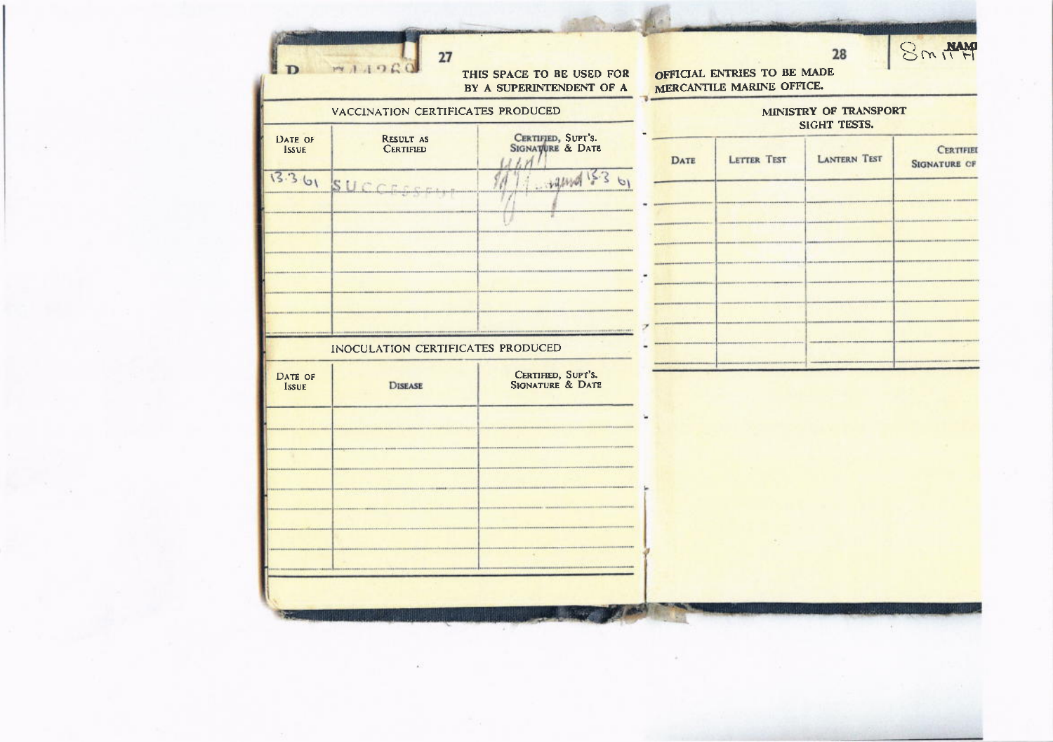R 744269

THIS SPACE TO BE USED FOR OFFICIAL ENTRIES TO BE MADE BY A SUPERINTENDENT OF A MERCANTILE MARINE OFFICE.

## VACCINATION CERTIFICATES PRODUCED

| DATE OF ISSUE | RESULT AS CERTIFIED | CERTIFIED, SUPT'S. SIGNATURE & DATE |
|---|---|---|
| 13.3.61 | SUCCESSFUL | 13.3.61 |
| | | |
| | | |
| | | |
| | | |
| | | |
| | | |

## INOCULATION CERTIFICATES PRODUCED

| DATE OF ISSUE | DISEASE | CERTIFIED, SUPT'S. SIGNATURE & DATE |
|---|---|---|
| | | |
| | | |
| | | |
| | | |
| | | |
| | | |
| | | |

NAME Smith

## MINISTRY OF TRANSPORT SIGHT TESTS.

| DATE | LETTER TEST | LANTERN TEST | CERTIFIED SIGNATURE OF |
|---|---|---|---|
| | | | |
| | | | |
| | | | |
| | | | |
| | | | |
| | | | |
| | | | |
| | | | |
| | | | |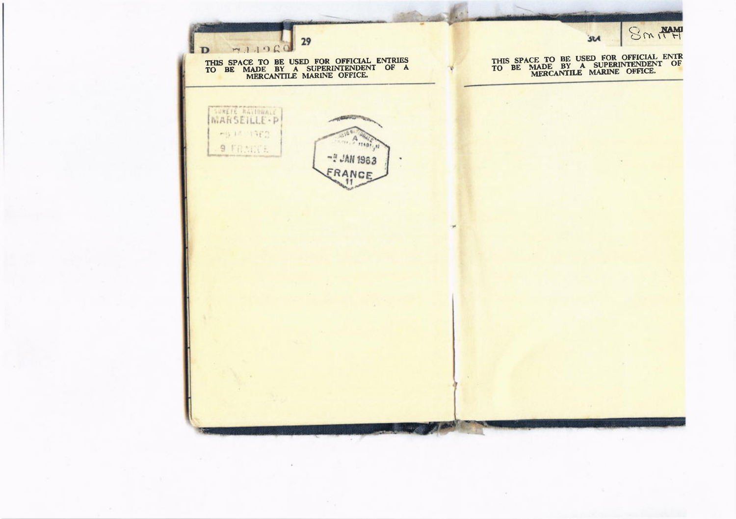R 714269

THIS SPACE TO BE USED FOR OFFICIAL ENTRIES TO BE MADE BY A SUPERINTENDENT OF A MERCANTILE MARINE OFFICE.

SURETE NATIONALE
MARSEILLE-P
9 FRANCE

SURETE NATIONALE
A
-2 JAN 1963
FRANCE
11

NAME Smith

THIS SPACE TO BE USED FOR OFFICIAL ENTR TO BE MADE BY A SUPERINTENDENT OF MERCANTILE MARINE OFFICE.